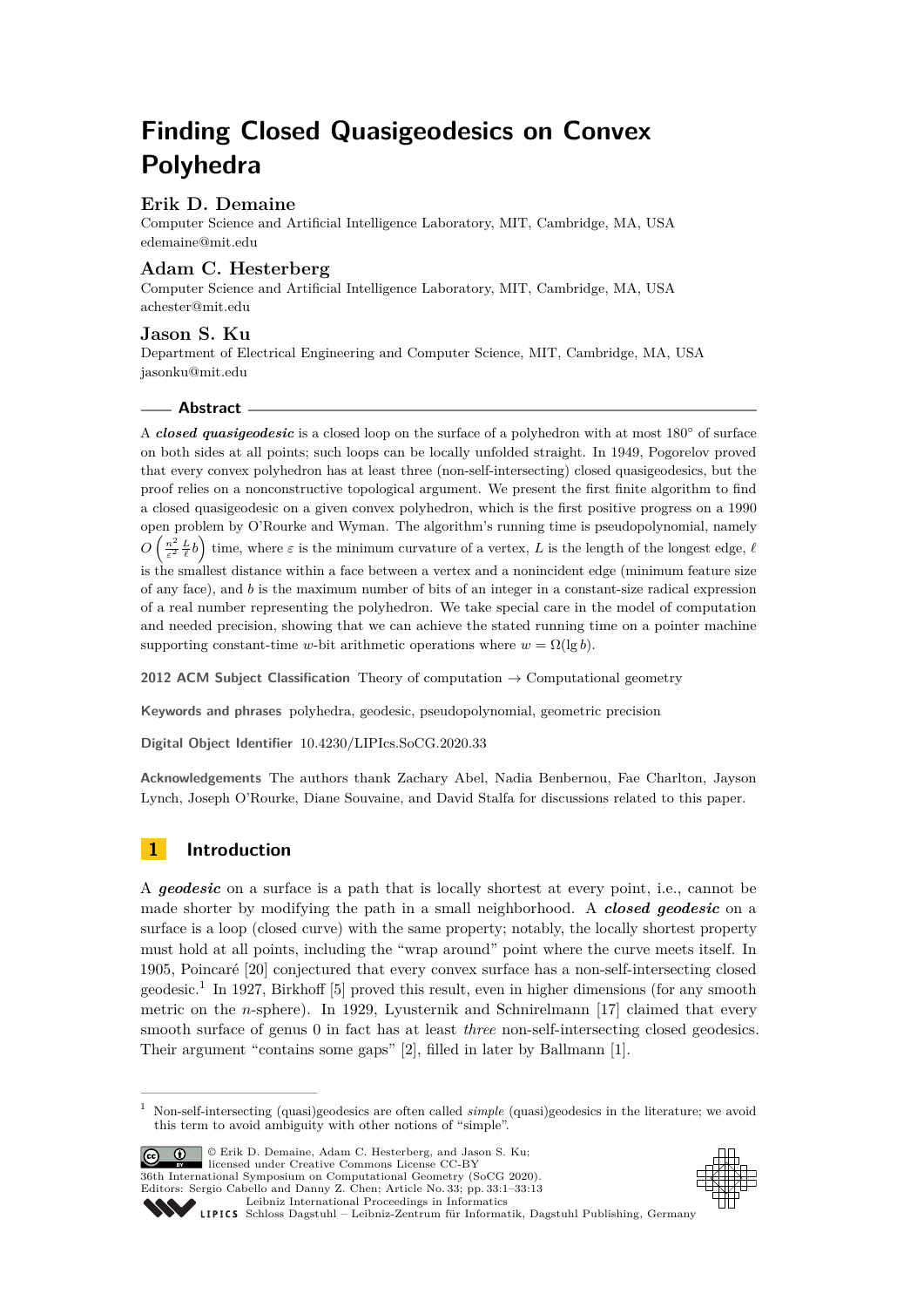# Finding Closed Quasigeodesics on Convex Polyhedra

**Erik D. Demaine**
Computer Science and Artificial Intelligence Laboratory, MIT, Cambridge, MA, USA
edemaine@mit.edu

**Adam C. Hesterberg**
Computer Science and Artificial Intelligence Laboratory, MIT, Cambridge, MA, USA
achester@mit.edu

**Jason S. Ku**
Department of Electrical Engineering and Computer Science, MIT, Cambridge, MA, USA
jasonku@mit.edu

## Abstract

A ***closed quasigeodesic*** is a closed loop on the surface of a polyhedron with at most 180° of surface on both sides at all points; such loops can be locally unfolded straight. In 1949, Pogorelov proved that every convex polyhedron has at least three (non-self-intersecting) closed quasigeodesics, but the proof relies on a nonconstructive topological argument. We present the first finite algorithm to find a closed quasigeodesic on a given convex polyhedron, which is the first positive progress on a 1990 open problem by O'Rourke and Wyman. The algorithm's running time is pseudopolynomial, namely $O\left(\frac{n^2}{\varepsilon^2}\frac{L}{\ell}b\right)$ time, where $\varepsilon$ is the minimum curvature of a vertex, $L$ is the length of the longest edge, $\ell$ is the smallest distance within a face between a vertex and a nonincident edge (minimum feature size of any face), and $b$ is the maximum number of bits of an integer in a constant-size radical expression of a real number representing the polyhedron. We take special care in the model of computation and needed precision, showing that we can achieve the stated running time on a pointer machine supporting constant-time $w$-bit arithmetic operations where $w = \Omega(\lg b)$.

**2012 ACM Subject Classification** Theory of computation → Computational geometry

**Keywords and phrases** polyhedra, geodesic, pseudopolynomial, geometric precision

**Digital Object Identifier** 10.4230/LIPIcs.SoCG.2020.33

**Acknowledgements** The authors thank Zachary Abel, Nadia Benbernou, Fae Charlton, Jayson Lynch, Joseph O'Rourke, Diane Souvaine, and David Stalfa for discussions related to this paper.

## 1 Introduction

A ***geodesic*** on a surface is a path that is locally shortest at every point, i.e., cannot be made shorter by modifying the path in a small neighborhood. A ***closed geodesic*** on a surface is a loop (closed curve) with the same property; notably, the locally shortest property must hold at all points, including the "wrap around" point where the curve meets itself. In 1905, Poincaré [20] conjectured that every convex surface has a non-self-intersecting closed geodesic.[1] In 1927, Birkhoff [5] proved this result, even in higher dimensions (for any smooth metric on the $n$-sphere). In 1929, Lyusternik and Schnirelmann [17] claimed that every smooth surface of genus 0 in fact has at least *three* non-self-intersecting closed geodesics. Their argument "contains some gaps" [2], filled in later by Ballmann [1].

[1] Non-self-intersecting (quasi)geodesics are often called *simple* (quasi)geodesics in the literature; we avoid this term to avoid ambiguity with other notions of "simple".

© Erik D. Demaine, Adam C. Hesterberg, and Jason S. Ku; licensed under Creative Commons License CC-BY
36th International Symposium on Computational Geometry (SoCG 2020).
Editors: Sergio Cabello and Danny Z. Chen; Article No. 33; pp. 33:1–33:13
Leibniz International Proceedings in Informatics
Schloss Dagstuhl – Leibniz-Zentrum für Informatik, Dagstuhl Publishing, Germany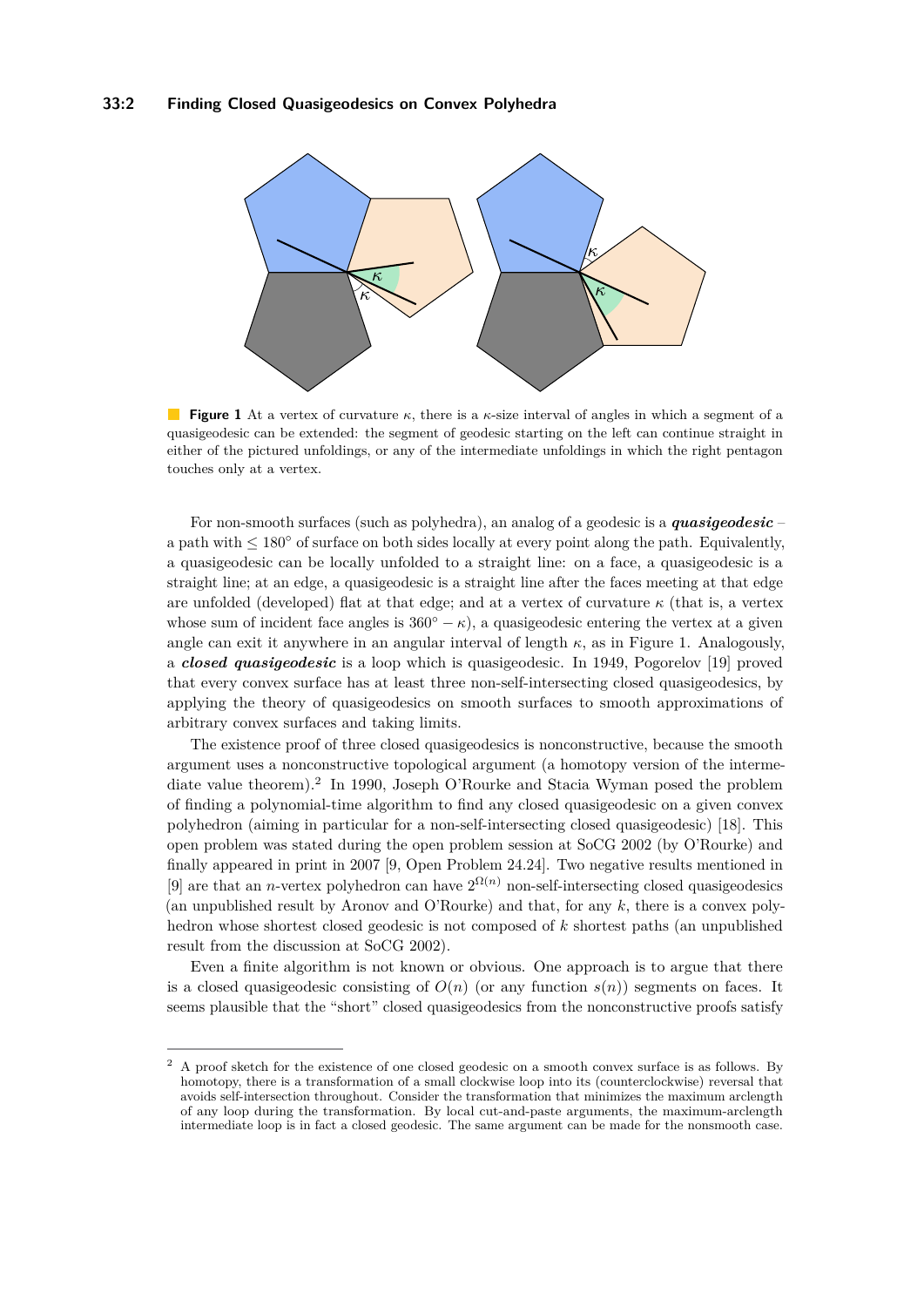**Figure 1** At a vertex of curvature $\kappa$, there is a $\kappa$-size interval of angles in which a segment of a quasigeodesic can be extended: the segment of geodesic starting on the left can continue straight in either of the pictured unfoldings, or any of the intermediate unfoldings in which the right pentagon touches only at a vertex.

For non-smooth surfaces (such as polyhedra), an analog of a geodesic is a ***quasigeodesic*** – a path with $\leq 180°$ of surface on both sides locally at every point along the path. Equivalently, a quasigeodesic can be locally unfolded to a straight line: on a face, a quasigeodesic is a straight line; at an edge, a quasigeodesic is a straight line after the faces meeting at that edge are unfolded (developed) flat at that edge; and at a vertex of curvature $\kappa$ (that is, a vertex whose sum of incident face angles is $360° - \kappa$), a quasigeodesic entering the vertex at a given angle can exit it anywhere in an angular interval of length $\kappa$, as in Figure 1. Analogously, a ***closed quasigeodesic*** is a loop which is quasigeodesic. In 1949, Pogorelov [19] proved that every convex surface has at least three non-self-intersecting closed quasigeodesics, by applying the theory of quasigeodesics on smooth surfaces to smooth approximations of arbitrary convex surfaces and taking limits.

The existence proof of three closed quasigeodesics is nonconstructive, because the smooth argument uses a nonconstructive topological argument (a homotopy version of the intermediate value theorem).[2] In 1990, Joseph O'Rourke and Stacia Wyman posed the problem of finding a polynomial-time algorithm to find any closed quasigeodesic on a given convex polyhedron (aiming in particular for a non-self-intersecting closed quasigeodesic) [18]. This open problem was stated during the open problem session at SoCG 2002 (by O'Rourke) and finally appeared in print in 2007 [9, Open Problem 24.24]. Two negative results mentioned in [9] are that an $n$-vertex polyhedron can have $2^{\Omega(n)}$ non-self-intersecting closed quasigeodesics (an unpublished result by Aronov and O'Rourke) and that, for any $k$, there is a convex polyhedron whose shortest closed geodesic is not composed of $k$ shortest paths (an unpublished result from the discussion at SoCG 2002).

Even a finite algorithm is not known or obvious. One approach is to argue that there is a closed quasigeodesic consisting of $O(n)$ (or any function $s(n)$) segments on faces. It seems plausible that the "short" closed quasigeodesics from the nonconstructive proofs satisfy

[2] A proof sketch for the existence of one closed geodesic on a smooth convex surface is as follows. By homotopy, there is a transformation of a small clockwise loop into its (counterclockwise) reversal that avoids self-intersection throughout. Consider the transformation that minimizes the maximum arclength of any loop during the transformation. By local cut-and-paste arguments, the maximum-arclength intermediate loop is in fact a closed geodesic. The same argument can be made for the nonsmooth case.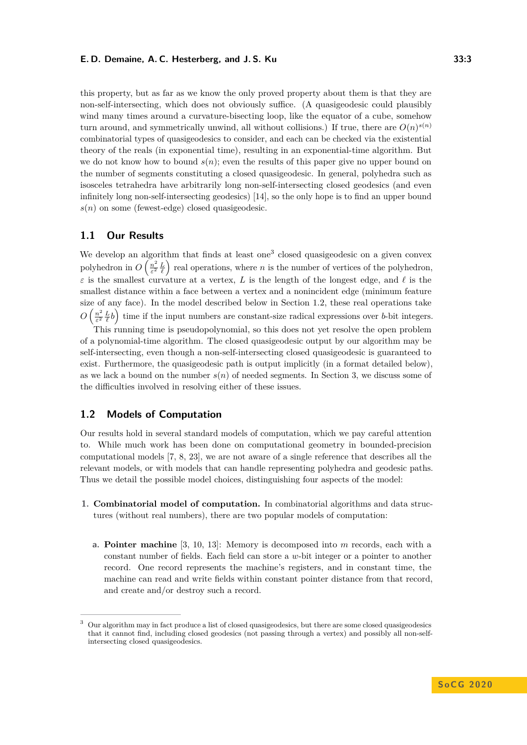this property, but as far as we know the only proved property about them is that they are non-self-intersecting, which does not obviously suffice. (A quasigeodesic could plausibly wind many times around a curvature-bisecting loop, like the equator of a cube, somehow turn around, and symmetrically unwind, all without collisions.) If true, there are $O(n)^{s(n)}$ combinatorial types of quasigeodesics to consider, and each can be checked via the existential theory of the reals (in exponential time), resulting in an exponential-time algorithm. But we do not know how to bound $s(n)$; even the results of this paper give no upper bound on the number of segments constituting a closed quasigeodesic. In general, polyhedra such as isosceles tetrahedra have arbitrarily long non-self-intersecting closed geodesics (and even infinitely long non-self-intersecting geodesics) [14], so the only hope is to find an upper bound $s(n)$ on some (fewest-edge) closed quasigeodesic.

## 1.1 Our Results

We develop an algorithm that finds at least one[3] closed quasigeodesic on a given convex polyhedron in $O\left(\frac{n^2}{\varepsilon^2}\frac{L}{\ell}\right)$ real operations, where $n$ is the number of vertices of the polyhedron, $\varepsilon$ is the smallest curvature at a vertex, $L$ is the length of the longest edge, and $\ell$ is the smallest distance within a face between a vertex and a nonincident edge (minimum feature size of any face). In the model described below in Section 1.2, these real operations take $O\left(\frac{n^2}{\varepsilon^2}\frac{L}{\ell}b\right)$ time if the input numbers are constant-size radical expressions over $b$-bit integers.

This running time is pseudopolynomial, so this does not yet resolve the open problem of a polynomial-time algorithm. The closed quasigeodesic output by our algorithm may be self-intersecting, even though a non-self-intersecting closed quasigeodesic is guaranteed to exist. Furthermore, the quasigeodesic path is output implicitly (in a format detailed below), as we lack a bound on the number $s(n)$ of needed segments. In Section 3, we discuss some of the difficulties involved in resolving either of these issues.

## 1.2 Models of Computation

Our results hold in several standard models of computation, which we pay careful attention to. While much work has been done on computational geometry in bounded-precision computational models [7, 8, 23], we are not aware of a single reference that describes all the relevant models, or with models that can handle representing polyhedra and geodesic paths. Thus we detail the possible model choices, distinguishing four aspects of the model:

1. **Combinatorial model of computation.** In combinatorial algorithms and data structures (without real numbers), there are two popular models of computation:

   a. **Pointer machine** [3, 10, 13]: Memory is decomposed into $m$ records, each with a constant number of fields. Each field can store a $w$-bit integer or a pointer to another record. One record represents the machine's registers, and in constant time, the machine can read and write fields within constant pointer distance from that record, and create and/or destroy such a record.

[3] Our algorithm may in fact produce a list of closed quasigeodesics, but there are some closed quasigeodesics that it cannot find, including closed geodesics (not passing through a vertex) and possibly all non-self-intersecting closed quasigeodesics.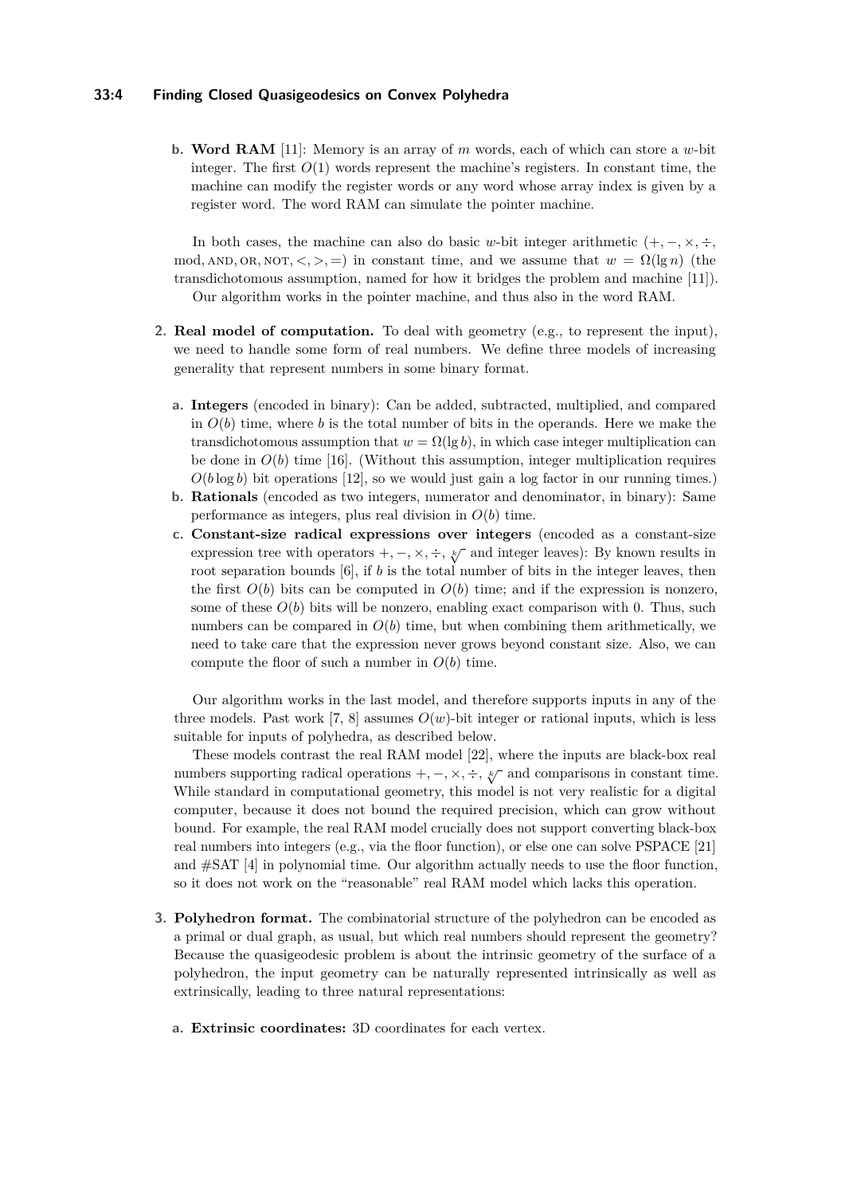**b.** **Word RAM** [11]: Memory is an array of $m$ words, each of which can store a $w$-bit integer. The first $O(1)$ words represent the machine's registers. In constant time, the machine can modify the register words or any word whose array index is given by a register word. The word RAM can simulate the pointer machine.

In both cases, the machine can also do basic $w$-bit integer arithmetic ($+, -, \times, \div$, mod, AND, OR, NOT, $<, >, =$) in constant time, and we assume that $w = \Omega(\lg n)$ (the transdichotomous assumption, named for how it bridges the problem and machine [11]).

Our algorithm works in the pointer machine, and thus also in the word RAM.

**2.** **Real model of computation.** To deal with geometry (e.g., to represent the input), we need to handle some form of real numbers. We define three models of increasing generality that represent numbers in some binary format.

**a.** **Integers** (encoded in binary): Can be added, subtracted, multiplied, and compared in $O(b)$ time, where $b$ is the total number of bits in the operands. Here we make the transdichotomous assumption that $w = \Omega(\lg b)$, in which case integer multiplication can be done in $O(b)$ time [16]. (Without this assumption, integer multiplication requires $O(b \log b)$ bit operations [12], so we would just gain a log factor in our running times.)

**b.** **Rationals** (encoded as two integers, numerator and denominator, in binary): Same performance as integers, plus real division in $O(b)$ time.

**c.** **Constant-size radical expressions over integers** (encoded as a constant-size expression tree with operators $+, -, \times, \div, \sqrt[k]{\ }$ and integer leaves): By known results in root separation bounds [6], if $b$ is the total number of bits in the integer leaves, then the first $O(b)$ bits can be computed in $O(b)$ time; and if the expression is nonzero, some of these $O(b)$ bits will be nonzero, enabling exact comparison with 0. Thus, such numbers can be compared in $O(b)$ time, but when combining them arithmetically, we need to take care that the expression never grows beyond constant size. Also, we can compute the floor of such a number in $O(b)$ time.

Our algorithm works in the last model, and therefore supports inputs in any of the three models. Past work [7, 8] assumes $O(w)$-bit integer or rational inputs, which is less suitable for inputs of polyhedra, as described below.

These models contrast the real RAM model [22], where the inputs are black-box real numbers supporting radical operations $+, -, \times, \div, \sqrt[k]{\ }$ and comparisons in constant time. While standard in computational geometry, this model is not very realistic for a digital computer, because it does not bound the required precision, which can grow without bound. For example, the real RAM model crucially does not support converting black-box real numbers into integers (e.g., via the floor function), or else one can solve PSPACE [21] and #SAT [4] in polynomial time. Our algorithm actually needs to use the floor function, so it does not work on the "reasonable" real RAM model which lacks this operation.

**3.** **Polyhedron format.** The combinatorial structure of the polyhedron can be encoded as a primal or dual graph, as usual, but which real numbers should represent the geometry? Because the quasigeodesic problem is about the intrinsic geometry of the surface of a polyhedron, the input geometry can be naturally represented intrinsically as well as extrinsically, leading to three natural representations:

**a.** **Extrinsic coordinates:** 3D coordinates for each vertex.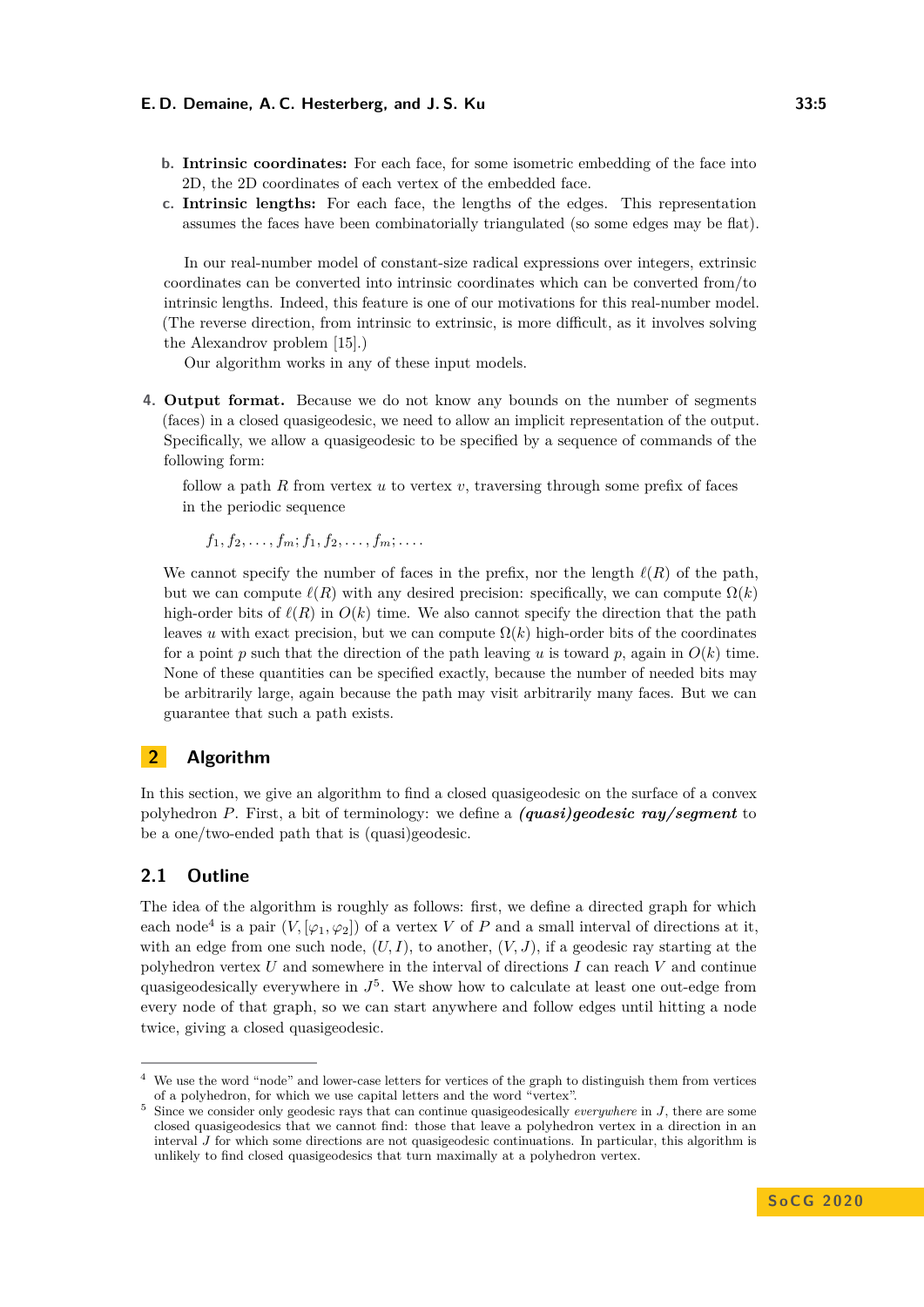**b.** **Intrinsic coordinates:** For each face, for some isometric embedding of the face into 2D, the 2D coordinates of each vertex of the embedded face.

**c.** **Intrinsic lengths:** For each face, the lengths of the edges. This representation assumes the faces have been combinatorially triangulated (so some edges may be flat).

In our real-number model of constant-size radical expressions over integers, extrinsic coordinates can be converted into intrinsic coordinates which can be converted from/to intrinsic lengths. Indeed, this feature is one of our motivations for this real-number model. (The reverse direction, from intrinsic to extrinsic, is more difficult, as it involves solving the Alexandrov problem [15].)

Our algorithm works in any of these input models.

4. **Output format.** Because we do not know any bounds on the number of segments (faces) in a closed quasigeodesic, we need to allow an implicit representation of the output. Specifically, we allow a quasigeodesic to be specified by a sequence of commands of the following form:

   follow a path $R$ from vertex $u$ to vertex $v$, traversing through some prefix of faces in the periodic sequence

   $$f_1, f_2, \ldots, f_m; f_1, f_2, \ldots, f_m; \ldots.$$

   We cannot specify the number of faces in the prefix, nor the length $\ell(R)$ of the path, but we can compute $\ell(R)$ with any desired precision: specifically, we can compute $\Omega(k)$ high-order bits of $\ell(R)$ in $O(k)$ time. We also cannot specify the direction that the path leaves $u$ with exact precision, but we can compute $\Omega(k)$ high-order bits of the coordinates for a point $p$ such that the direction of the path leaving $u$ is toward $p$, again in $O(k)$ time. None of these quantities can be specified exactly, because the number of needed bits may be arbitrarily large, again because the path may visit arbitrarily many faces. But we can guarantee that such a path exists.

## 2 Algorithm

In this section, we give an algorithm to find a closed quasigeodesic on the surface of a convex polyhedron $P$. First, a bit of terminology: we define a ***(quasi)geodesic ray/segment*** to be a one/two-ended path that is (quasi)geodesic.

### 2.1 Outline

The idea of the algorithm is roughly as follows: first, we define a directed graph for which each node[4] is a pair $(V, [\varphi_1, \varphi_2])$ of a vertex $V$ of $P$ and a small interval of directions at it, with an edge from one such node, $(U, I)$, to another, $(V, J)$, if a geodesic ray starting at the polyhedron vertex $U$ and somewhere in the interval of directions $I$ can reach $V$ and continue quasigeodesically everywhere in $J$[5]. We show how to calculate at least one out-edge from every node of that graph, so we can start anywhere and follow edges until hitting a node twice, giving a closed quasigeodesic.

---

[4] We use the word "node" and lower-case letters for vertices of the graph to distinguish them from vertices of a polyhedron, for which we use capital letters and the word "vertex".

[5] Since we consider only geodesic rays that can continue quasigeodesically *everywhere* in $J$, there are some closed quasigeodesics that we cannot find: those that leave a polyhedron vertex in a direction in an interval $J$ for which some directions are not quasigeodesic continuations. In particular, this algorithm is unlikely to find closed quasigeodesics that turn maximally at a polyhedron vertex.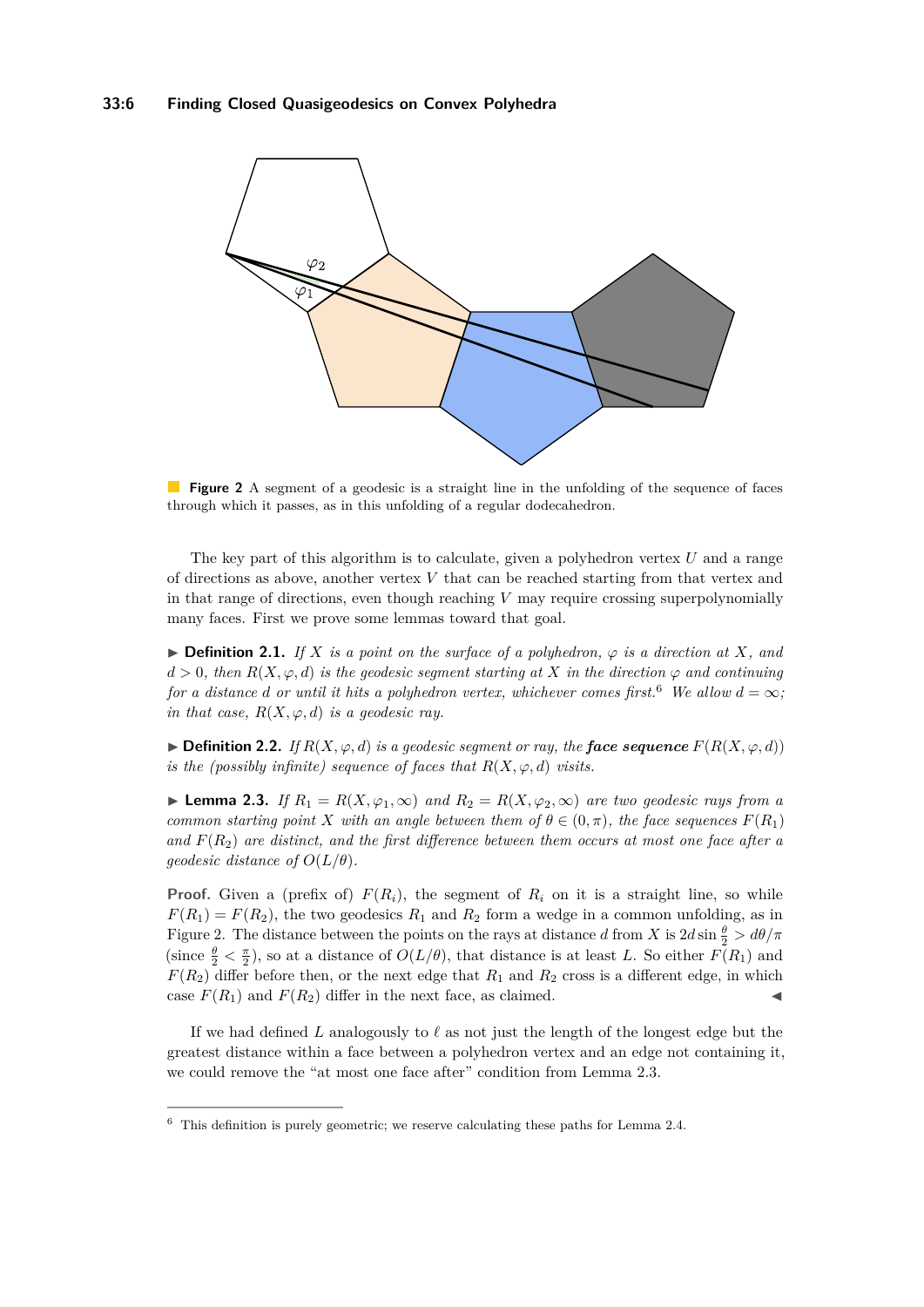**Figure 2** A segment of a geodesic is a straight line in the unfolding of the sequence of faces through which it passes, as in this unfolding of a regular dodecahedron.

The key part of this algorithm is to calculate, given a polyhedron vertex $U$ and a range of directions as above, another vertex $V$ that can be reached starting from that vertex and in that range of directions, even though reaching $V$ may require crossing superpolynomially many faces. First we prove some lemmas toward that goal.

► **Definition 2.1.** *If $X$ is a point on the surface of a polyhedron, $\varphi$ is a direction at $X$, and $d > 0$, then $R(X, \varphi, d)$ is the geodesic segment starting at $X$ in the direction $\varphi$ and continuing for a distance $d$ or until it hits a polyhedron vertex, whichever comes first.*[6] *We allow $d = \infty$; in that case, $R(X, \varphi, d)$ is a geodesic ray.*

► **Definition 2.2.** *If $R(X, \varphi, d)$ is a geodesic segment or ray, the **face sequence** $F(R(X, \varphi, d))$ is the (possibly infinite) sequence of faces that $R(X, \varphi, d)$ visits.*

► **Lemma 2.3.** *If $R_1 = R(X, \varphi_1, \infty)$ and $R_2 = R(X, \varphi_2, \infty)$ are two geodesic rays from a common starting point $X$ with an angle between them of $\theta \in (0, \pi)$, the face sequences $F(R_1)$ and $F(R_2)$ are distinct, and the first difference between them occurs at most one face after a geodesic distance of $O(L/\theta)$.*

**Proof.** Given a (prefix of) $F(R_i)$, the segment of $R_i$ on it is a straight line, so while $F(R_1) = F(R_2)$, the two geodesics $R_1$ and $R_2$ form a wedge in a common unfolding, as in Figure 2. The distance between the points on the rays at distance $d$ from $X$ is $2d \sin \frac{\theta}{2} > d\theta/\pi$ (since $\frac{\theta}{2} < \frac{\pi}{2}$), so at a distance of $O(L/\theta)$, that distance is at least $L$. So either $F(R_1)$ and $F(R_2)$ differ before then, or the next edge that $R_1$ and $R_2$ cross is a different edge, in which case $F(R_1)$ and $F(R_2)$ differ in the next face, as claimed. ◄

If we had defined $L$ analogously to $\ell$ as not just the length of the longest edge but the greatest distance within a face between a polyhedron vertex and an edge not containing it, we could remove the "at most one face after" condition from Lemma 2.3.

[6] This definition is purely geometric; we reserve calculating these paths for Lemma 2.4.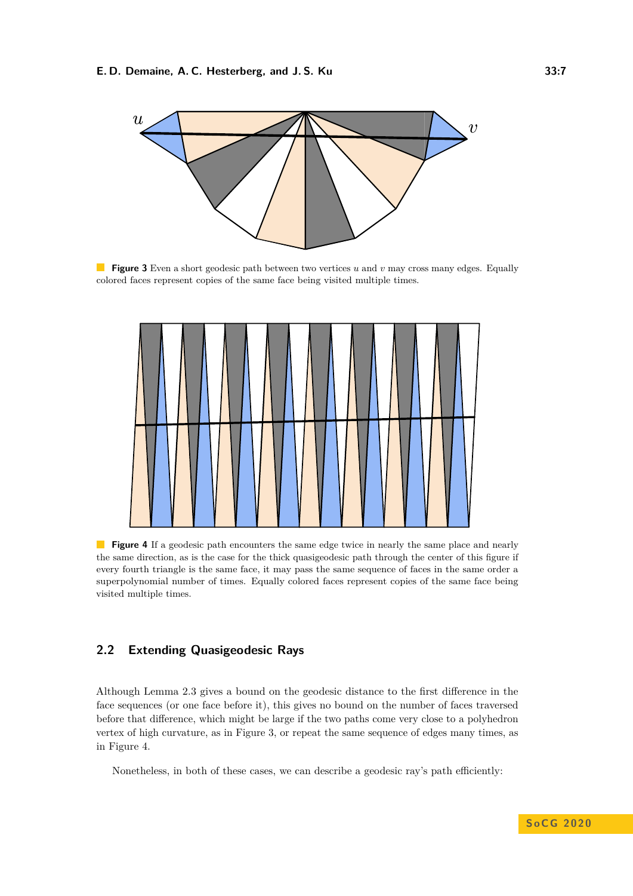**Figure 3** Even a short geodesic path between two vertices $u$ and $v$ may cross many edges. Equally colored faces represent copies of the same face being visited multiple times.

**Figure 4** If a geodesic path encounters the same edge twice in nearly the same place and nearly the same direction, as is the case for the thick quasigeodesic path through the center of this figure if every fourth triangle is the same face, it may pass the same sequence of faces in the same order a superpolynomial number of times. Equally colored faces represent copies of the same face being visited multiple times.

## 2.2 Extending Quasigeodesic Rays

Although Lemma 2.3 gives a bound on the geodesic distance to the first difference in the face sequences (or one face before it), this gives no bound on the number of faces traversed before that difference, which might be large if the two paths come very close to a polyhedron vertex of high curvature, as in Figure 3, or repeat the same sequence of edges many times, as in Figure 4.

Nonetheless, in both of these cases, we can describe a geodesic ray's path efficiently: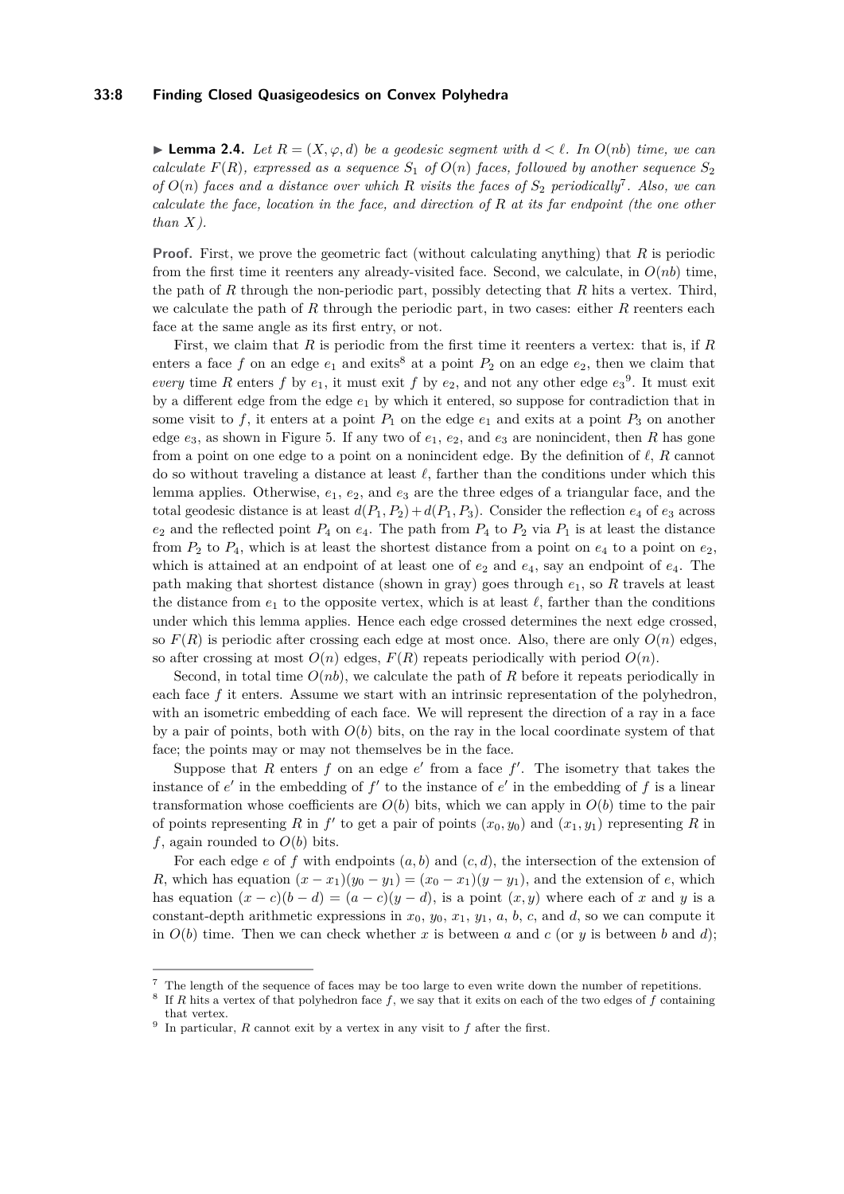▶ **Lemma 2.4.** *Let $R = (X, \varphi, d)$ be a geodesic segment with $d < \ell$. In $O(nb)$ time, we can calculate $F(R)$, expressed as a sequence $S_1$ of $O(n)$ faces, followed by another sequence $S_2$ of $O(n)$ faces and a distance over which $R$ visits the faces of $S_2$ periodically*[7]*. Also, we can calculate the face, location in the face, and direction of $R$ at its far endpoint (the one other than $X$).*

**Proof.** First, we prove the geometric fact (without calculating anything) that $R$ is periodic from the first time it reenters any already-visited face. Second, we calculate, in $O(nb)$ time, the path of $R$ through the non-periodic part, possibly detecting that $R$ hits a vertex. Third, we calculate the path of $R$ through the periodic part, in two cases: either $R$ reenters each face at the same angle as its first entry, or not.

First, we claim that $R$ is periodic from the first time it reenters a vertex: that is, if $R$ enters a face $f$ on an edge $e_1$ and exits[8] at a point $P_2$ on an edge $e_2$, then we claim that *every* time $R$ enters $f$ by $e_1$, it must exit $f$ by $e_2$, and not any other edge $e_3$[9]. It must exit by a different edge from the edge $e_1$ by which it entered, so suppose for contradiction that in some visit to $f$, it enters at a point $P_1$ on the edge $e_1$ and exits at a point $P_3$ on another edge $e_3$, as shown in Figure 5. If any two of $e_1$, $e_2$, and $e_3$ are nonincident, then $R$ has gone from a point on one edge to a point on a nonincident edge. By the definition of $\ell$, $R$ cannot do so without traveling a distance at least $\ell$, farther than the conditions under which this lemma applies. Otherwise, $e_1$, $e_2$, and $e_3$ are the three edges of a triangular face, and the total geodesic distance is at least $d(P_1, P_2) + d(P_1, P_3)$. Consider the reflection $e_4$ of $e_3$ across $e_2$ and the reflected point $P_4$ on $e_4$. The path from $P_4$ to $P_2$ via $P_1$ is at least the distance from $P_2$ to $P_4$, which is at least the shortest distance from a point on $e_4$ to a point on $e_2$, which is attained at an endpoint of at least one of $e_2$ and $e_4$, say an endpoint of $e_4$. The path making that shortest distance (shown in gray) goes through $e_1$, so $R$ travels at least the distance from $e_1$ to the opposite vertex, which is at least $\ell$, farther than the conditions under which this lemma applies. Hence each edge crossed determines the next edge crossed, so $F(R)$ is periodic after crossing each edge at most once. Also, there are only $O(n)$ edges, so after crossing at most $O(n)$ edges, $F(R)$ repeats periodically with period $O(n)$.

Second, in total time $O(nb)$, we calculate the path of $R$ before it repeats periodically in each face $f$ it enters. Assume we start with an intrinsic representation of the polyhedron, with an isometric embedding of each face. We will represent the direction of a ray in a face by a pair of points, both with $O(b)$ bits, on the ray in the local coordinate system of that face; the points may or may not themselves be in the face.

Suppose that $R$ enters $f$ on an edge $e'$ from a face $f'$. The isometry that takes the instance of $e'$ in the embedding of $f'$ to the instance of $e'$ in the embedding of $f$ is a linear transformation whose coefficients are $O(b)$ bits, which we can apply in $O(b)$ time to the pair of points representing $R$ in $f'$ to get a pair of points $(x_0, y_0)$ and $(x_1, y_1)$ representing $R$ in $f$, again rounded to $O(b)$ bits.

For each edge $e$ of $f$ with endpoints $(a, b)$ and $(c, d)$, the intersection of the extension of $R$, which has equation $(x - x_1)(y_0 - y_1) = (x_0 - x_1)(y - y_1)$, and the extension of $e$, which has equation $(x - c)(b - d) = (a - c)(y - d)$, is a point $(x, y)$ where each of $x$ and $y$ is a constant-depth arithmetic expressions in $x_0$, $y_0$, $x_1$, $y_1$, $a$, $b$, $c$, and $d$, so we can compute it in $O(b)$ time. Then we can check whether $x$ is between $a$ and $c$ (or $y$ is between $b$ and $d$);

---

[7] The length of the sequence of faces may be too large to even write down the number of repetitions.

[8] If $R$ hits a vertex of that polyhedron face $f$, we say that it exits on each of the two edges of $f$ containing that vertex.

[9] In particular, $R$ cannot exit by a vertex in any visit to $f$ after the first.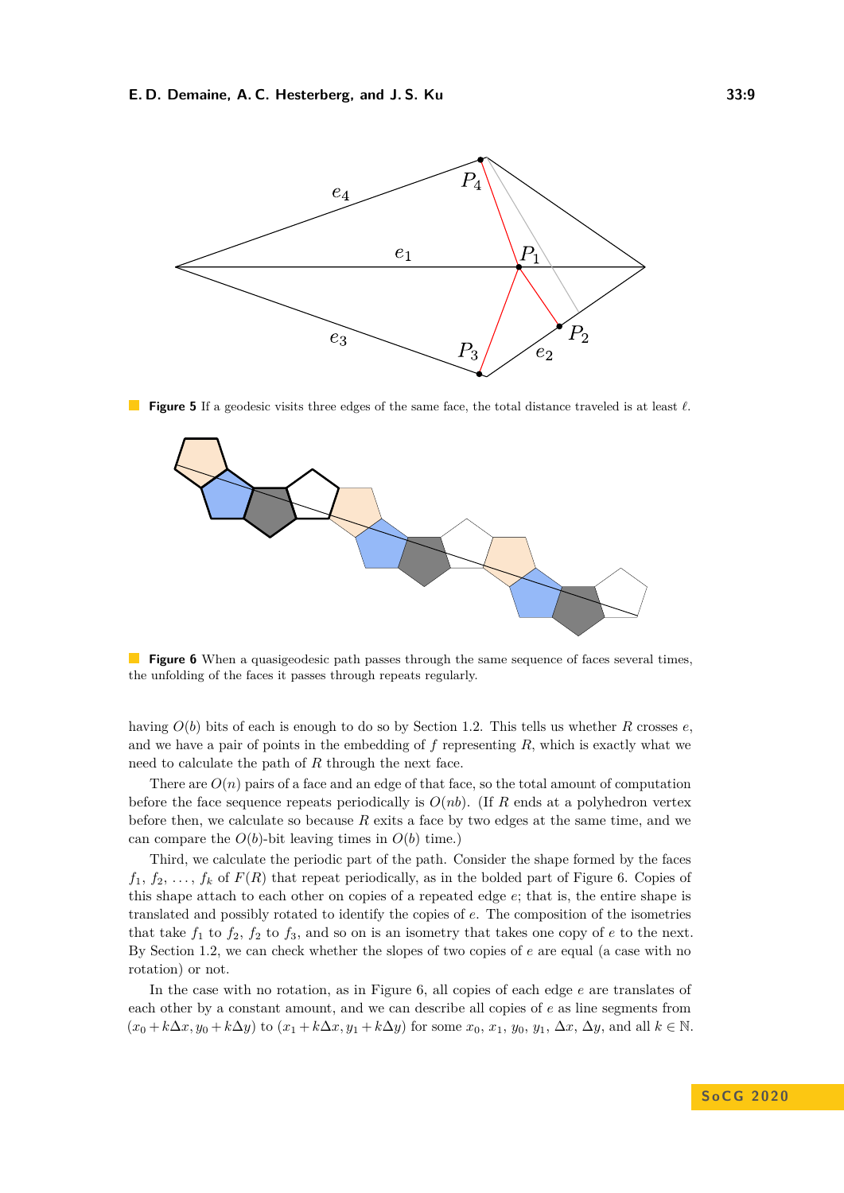**Figure 5** If a geodesic visits three edges of the same face, the total distance traveled is at least $\ell$.

**Figure 6** When a quasigeodesic path passes through the same sequence of faces several times, the unfolding of the faces it passes through repeats regularly.

having $O(b)$ bits of each is enough to do so by Section 1.2. This tells us whether $R$ crosses $e$, and we have a pair of points in the embedding of $f$ representing $R$, which is exactly what we need to calculate the path of $R$ through the next face.

There are $O(n)$ pairs of a face and an edge of that face, so the total amount of computation before the face sequence repeats periodically is $O(nb)$. (If $R$ ends at a polyhedron vertex before then, we calculate so because $R$ exits a face by two edges at the same time, and we can compare the $O(b)$-bit leaving times in $O(b)$ time.)

Third, we calculate the periodic part of the path. Consider the shape formed by the faces $f_1, f_2, \ldots, f_k$ of $F(R)$ that repeat periodically, as in the bolded part of Figure 6. Copies of this shape attach to each other on copies of a repeated edge $e$; that is, the entire shape is translated and possibly rotated to identify the copies of $e$. The composition of the isometries that take $f_1$ to $f_2$, $f_2$ to $f_3$, and so on is an isometry that takes one copy of $e$ to the next. By Section 1.2, we can check whether the slopes of two copies of $e$ are equal (a case with no rotation) or not.

In the case with no rotation, as in Figure 6, all copies of each edge $e$ are translates of each other by a constant amount, and we can describe all copies of $e$ as line segments from $(x_0 + k\Delta x, y_0 + k\Delta y)$ to $(x_1 + k\Delta x, y_1 + k\Delta y)$ for some $x_0$, $x_1$, $y_0$, $y_1$, $\Delta x$, $\Delta y$, and all $k \in \mathbb{N}$.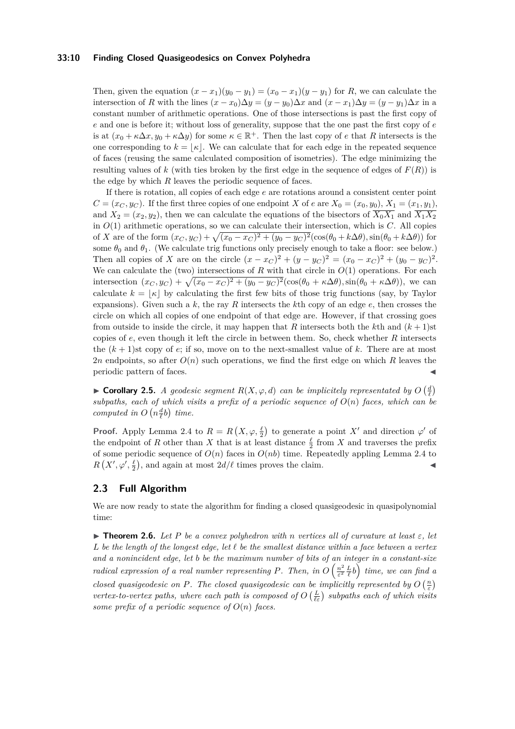Then, given the equation $(x - x_1)(y_0 - y_1) = (x_0 - x_1)(y - y_1)$ for $R$, we can calculate the intersection of $R$ with the lines $(x - x_0)\Delta y = (y - y_0)\Delta x$ and $(x - x_1)\Delta y = (y - y_1)\Delta x$ in a constant number of arithmetic operations. One of those intersections is past the first copy of $e$ and one is before it; without loss of generality, suppose that the one past the first copy of $e$ is at $(x_0 + \kappa\Delta x, y_0 + \kappa\Delta y)$ for some $\kappa \in \mathbb{R}^+$. Then the last copy of $e$ that $R$ intersects is the one corresponding to $k = \lfloor \kappa \rfloor$. We can calculate that for each edge in the repeated sequence of faces (reusing the same calculated composition of isometries). The edge minimizing the resulting values of $k$ (with ties broken by the first edge in the sequence of edges of $F(R)$) is the edge by which $R$ leaves the periodic sequence of faces.

If there is rotation, all copies of each edge $e$ are rotations around a consistent center point $C = (x_C, y_C)$. If the first three copies of one endpoint $X$ of $e$ are $X_0 = (x_0, y_0)$, $X_1 = (x_1, y_1)$, and $X_2 = (x_2, y_2)$, then we can calculate the equations of the bisectors of $\overline{X_0X_1}$ and $\overline{X_1X_2}$ in $O(1)$ arithmetic operations, so we can calculate their intersection, which is $C$. All copies of $X$ are of the form $(x_C, y_C) + \sqrt{(x_0 - x_C)^2 + (y_0 - y_C)^2}(\cos(\theta_0 + k\Delta\theta), \sin(\theta_0 + k\Delta\theta))$ for some $\theta_0$ and $\theta_1$. (We calculate trig functions only precisely enough to take a floor: see below.) Then all copies of $X$ are on the circle $(x - x_C)^2 + (y - y_C)^2 = (x_0 - x_C)^2 + (y_0 - y_C)^2$. We can calculate the (two) intersections of $R$ with that circle in $O(1)$ operations. For each intersection $(x_C, y_C) + \sqrt{(x_0 - x_C)^2 + (y_0 - y_C)^2}(\cos(\theta_0 + \kappa\Delta\theta), \sin(\theta_0 + \kappa\Delta\theta))$, we can calculate $k = \lfloor \kappa \rfloor$ by calculating the first few bits of those trig functions (say, by Taylor expansions). Given such a $k$, the ray $R$ intersects the $k$th copy of an edge $e$, then crosses the circle on which all copies of one endpoint of that edge are. However, if that crossing goes from outside to inside the circle, it may happen that $R$ intersects both the $k$th and $(k+1)$st copies of $e$, even though it left the circle in between them. So, check whether $R$ intersects the $(k+1)$st copy of $e$; if so, move on to the next-smallest value of $k$. There are at most $2n$ endpoints, so after $O(n)$ such operations, we find the first edge on which $R$ leaves the periodic pattern of faces. ◀

▶ **Corollary 2.5.** *A geodesic segment $R(X, \varphi, d)$ can be implicitely representated by $O\left(\frac{d}{\ell}\right)$ subpaths, each of which visits a prefix of a periodic sequence of $O(n)$ faces, which can be computed in $O\left(n\frac{d}{\ell}b\right)$ time.*

**Proof.** Apply Lemma 2.4 to $R = R\left(X, \varphi, \frac{\ell}{2}\right)$ to generate a point $X'$ and direction $\varphi'$ of the endpoint of $R$ other than $X$ that is at least distance $\frac{\ell}{2}$ from $X$ and traverses the prefix of some periodic sequence of $O(n)$ faces in $O(nb)$ time. Repeatedly appling Lemma 2.4 to $R\left(X', \varphi', \frac{\ell}{2}\right)$, and again at most $2d/\ell$ times proves the claim. ◀

## 2.3 Full Algorithm

We are now ready to state the algorithm for finding a closed quasigeodesic in quasipolynomial time:

▶ **Theorem 2.6.** *Let $P$ be a convex polyhedron with $n$ vertices all of curvature at least $\varepsilon$, let $L$ be the length of the longest edge, let $\ell$ be the smallest distance within a face between a vertex and a nonincident edge, let $b$ be the maximum number of bits of an integer in a constant-size radical expression of a real number representing $P$. Then, in $O\left(\frac{n^2}{\varepsilon^2}\frac{L}{\ell}b\right)$ time, we can find a closed quasigeodesic on $P$. The closed quasigeodesic can be implicitly represented by $O\left(\frac{n}{\varepsilon}\right)$ vertex-to-vertex paths, where each path is composed of $O\left(\frac{L}{\ell\varepsilon}\right)$ subpaths each of which visits some prefix of a periodic sequence of $O(n)$ faces.*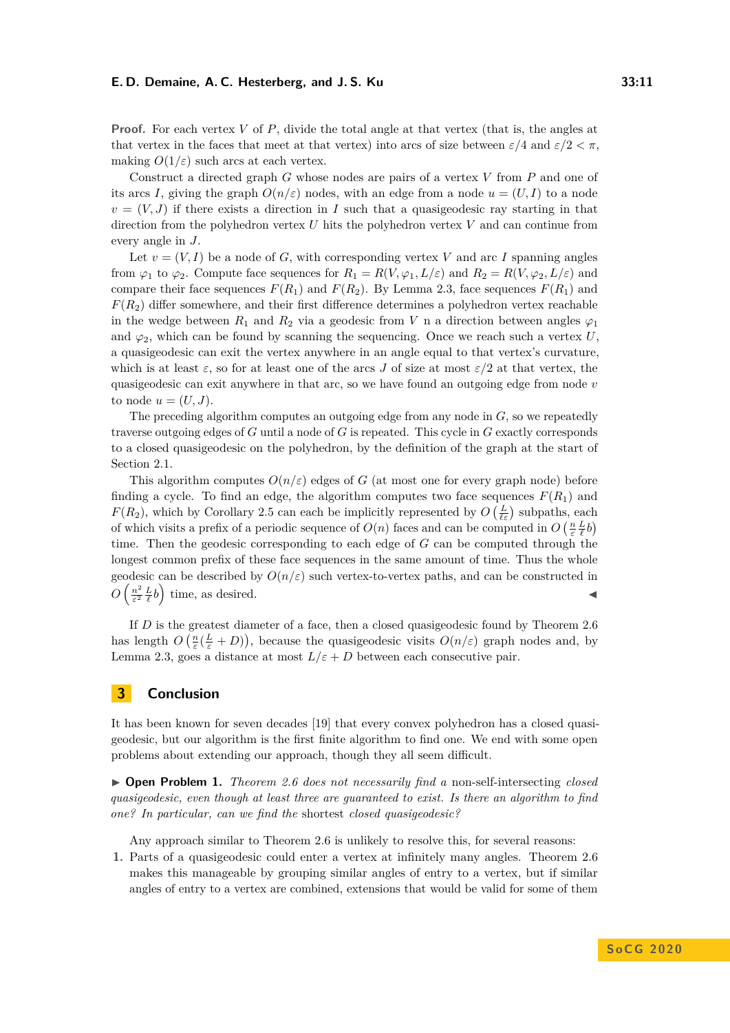**Proof.** For each vertex $V$ of $P$, divide the total angle at that vertex (that is, the angles at that vertex in the faces that meet at that vertex) into arcs of size between $\varepsilon/4$ and $\varepsilon/2 < \pi$, making $O(1/\varepsilon)$ such arcs at each vertex.

Construct a directed graph $G$ whose nodes are pairs of a vertex $V$ from $P$ and one of its arcs $I$, giving the graph $O(n/\varepsilon)$ nodes, with an edge from a node $u = (U, I)$ to a node $v = (V, J)$ if there exists a direction in $I$ such that a quasigeodesic ray starting in that direction from the polyhedron vertex $U$ hits the polyhedron vertex $V$ and can continue from every angle in $J$.

Let $v = (V, I)$ be a node of $G$, with corresponding vertex $V$ and arc $I$ spanning angles from $\varphi_1$ to $\varphi_2$. Compute face sequences for $R_1 = R(V, \varphi_1, L/\varepsilon)$ and $R_2 = R(V, \varphi_2, L/\varepsilon)$ and compare their face sequences $F(R_1)$ and $F(R_2)$. By Lemma 2.3, face sequences $F(R_1)$ and $F(R_2)$ differ somewhere, and their first difference determines a polyhedron vertex reachable in the wedge between $R_1$ and $R_2$ via a geodesic from $V$ n a direction between angles $\varphi_1$ and $\varphi_2$, which can be found by scanning the sequencing. Once we reach such a vertex $U$, a quasigeodesic can exit the vertex anywhere in an angle equal to that vertex's curvature, which is at least $\varepsilon$, so for at least one of the arcs $J$ of size at most $\varepsilon/2$ at that vertex, the quasigeodesic can exit anywhere in that arc, so we have found an outgoing edge from node $v$ to node $u = (U, J)$.

The preceding algorithm computes an outgoing edge from any node in $G$, so we repeatedly traverse outgoing edges of $G$ until a node of $G$ is repeated. This cycle in $G$ exactly corresponds to a closed quasigeodesic on the polyhedron, by the definition of the graph at the start of Section 2.1.

This algorithm computes $O(n/\varepsilon)$ edges of $G$ (at most one for every graph node) before finding a cycle. To find an edge, the algorithm computes two face sequences $F(R_1)$ and $F(R_2)$, which by Corollary 2.5 can each be implicitly represented by $O\left(\frac{L}{\ell\varepsilon}\right)$ subpaths, each of which visits a prefix of a periodic sequence of $O(n)$ faces and can be computed in $O\left(\frac{n}{\varepsilon}\frac{L}{\ell}b\right)$ time. Then the geodesic corresponding to each edge of $G$ can be computed through the longest common prefix of these face sequences in the same amount of time. Thus the whole geodesic can be described by $O(n/\varepsilon)$ such vertex-to-vertex paths, and can be constructed in $O\left(\frac{n^2}{\varepsilon^2}\frac{L}{\ell}b\right)$ time, as desired. ◀

If $D$ is the greatest diameter of a face, then a closed quasigeodesic found by Theorem 2.6 has length $O\left(\frac{n}{\varepsilon}(\frac{L}{\varepsilon} + D)\right)$, because the quasigeodesic visits $O(n/\varepsilon)$ graph nodes and, by Lemma 2.3, goes a distance at most $L/\varepsilon + D$ between each consecutive pair.

# 3 Conclusion

It has been known for seven decades [19] that every convex polyhedron has a closed quasigeodesic, but our algorithm is the first finite algorithm to find one. We end with some open problems about extending our approach, though they all seem difficult.

▶ **Open Problem 1.** *Theorem 2.6 does not necessarily find a* non-self-intersecting *closed quasigeodesic, even though at least three are guaranteed to exist. Is there an algorithm to find one? In particular, can we find the* shortest *closed quasigeodesic?*

Any approach similar to Theorem 2.6 is unlikely to resolve this, for several reasons:

1. Parts of a quasigeodesic could enter a vertex at infinitely many angles. Theorem 2.6 makes this manageable by grouping similar angles of entry to a vertex, but if similar angles of entry to a vertex are combined, extensions that would be valid for some of them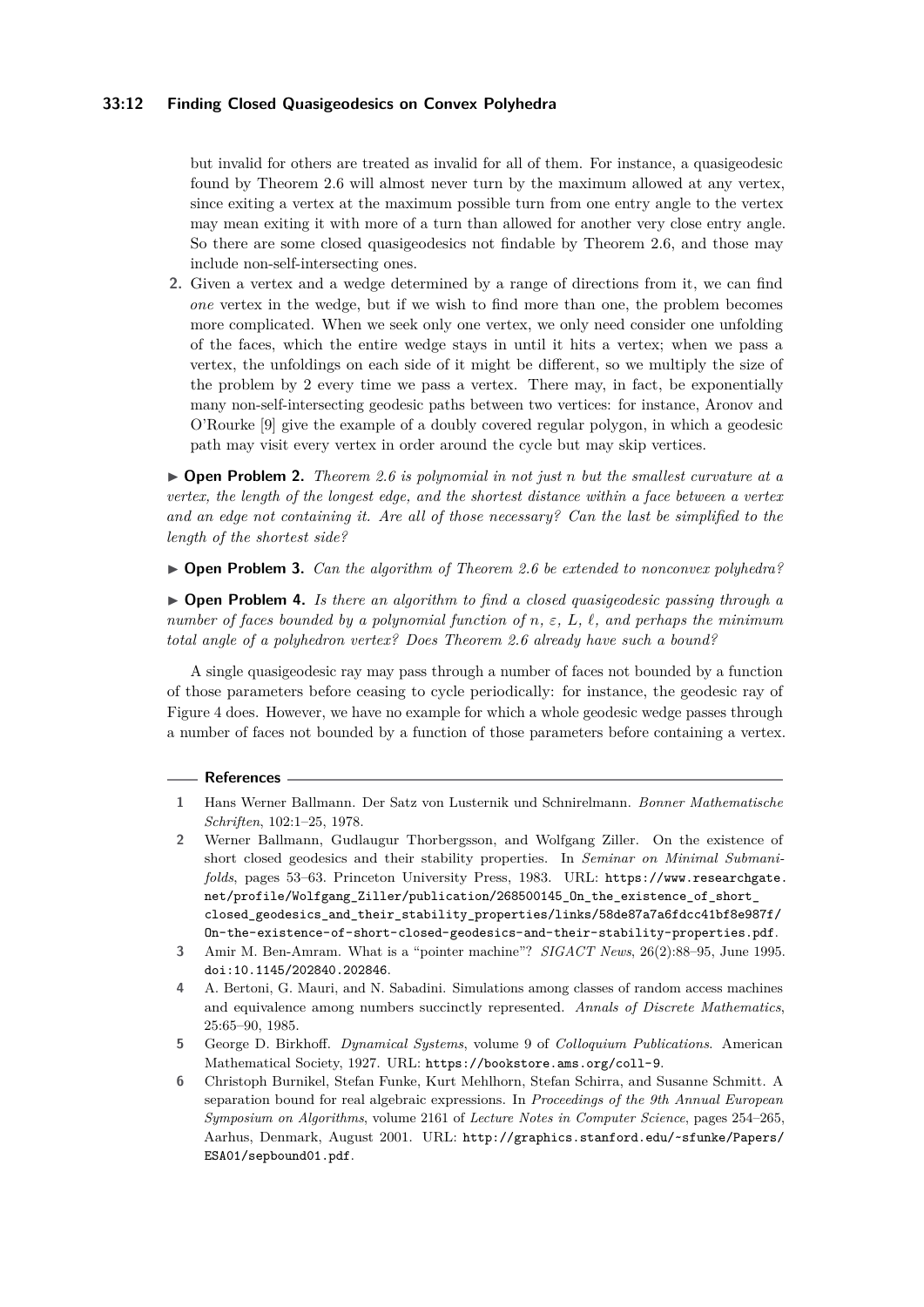but invalid for others are treated as invalid for all of them. For instance, a quasigeodesic found by Theorem 2.6 will almost never turn by the maximum allowed at any vertex, since exiting a vertex at the maximum possible turn from one entry angle to the vertex may mean exiting it with more of a turn than allowed for another very close entry angle. So there are some closed quasigeodesics not findable by Theorem 2.6, and those may include non-self-intersecting ones.

2. Given a vertex and a wedge determined by a range of directions from it, we can find *one* vertex in the wedge, but if we wish to find more than one, the problem becomes more complicated. When we seek only one vertex, we only need consider one unfolding of the faces, which the entire wedge stays in until it hits a vertex; when we pass a vertex, the unfoldings on each side of it might be different, so we multiply the size of the problem by 2 every time we pass a vertex. There may, in fact, be exponentially many non-self-intersecting geodesic paths between two vertices: for instance, Aronov and O'Rourke [9] give the example of a doubly covered regular polygon, in which a geodesic path may visit every vertex in order around the cycle but may skip vertices.

▶ **Open Problem 2.** *Theorem 2.6 is polynomial in not just n but the smallest curvature at a vertex, the length of the longest edge, and the shortest distance within a face between a vertex and an edge not containing it. Are all of those necessary? Can the last be simplified to the length of the shortest side?*

▶ **Open Problem 3.** *Can the algorithm of Theorem 2.6 be extended to nonconvex polyhedra?*

▶ **Open Problem 4.** *Is there an algorithm to find a closed quasigeodesic passing through a number of faces bounded by a polynomial function of $n$, $\varepsilon$, $L$, $\ell$, and perhaps the minimum total angle of a polyhedron vertex? Does Theorem 2.6 already have such a bound?*

A single quasigeodesic ray may pass through a number of faces not bounded by a function of those parameters before ceasing to cycle periodically: for instance, the geodesic ray of Figure 4 does. However, we have no example for which a whole geodesic wedge passes through a number of faces not bounded by a function of those parameters before containing a vertex.

## References

1. Hans Werner Ballmann. Der Satz von Lusternik und Schnirelmann. *Bonner Mathematische Schriften*, 102:1–25, 1978.
2. Werner Ballmann, Gudlaugur Thorbergsson, and Wolfgang Ziller. On the existence of short closed geodesics and their stability properties. In *Seminar on Minimal Submanifolds*, pages 53–63. Princeton University Press, 1983. URL: https://www.researchgate.net/profile/Wolfgang_Ziller/publication/268500145_On_the_existence_of_short_closed_geodesics_and_their_stability_properties/links/58de87a7a6fdcc41bf8e987f/On-the-existence-of-short-closed-geodesics-and-their-stability-properties.pdf.
3. Amir M. Ben-Amram. What is a "pointer machine"? *SIGACT News*, 26(2):88–95, June 1995. doi:10.1145/202840.202846.
4. A. Bertoni, G. Mauri, and N. Sabadini. Simulations among classes of random access machines and equivalence among numbers succinctly represented. *Annals of Discrete Mathematics*, 25:65–90, 1985.
5. George D. Birkhoff. *Dynamical Systems*, volume 9 of *Colloquium Publications*. American Mathematical Society, 1927. URL: https://bookstore.ams.org/coll-9.
6. Christoph Burnikel, Stefan Funke, Kurt Mehlhorn, Stefan Schirra, and Susanne Schmitt. A separation bound for real algebraic expressions. In *Proceedings of the 9th Annual European Symposium on Algorithms*, volume 2161 of *Lecture Notes in Computer Science*, pages 254–265, Aarhus, Denmark, August 2001. URL: http://graphics.stanford.edu/~sfunke/Papers/ESA01/sepbound01.pdf.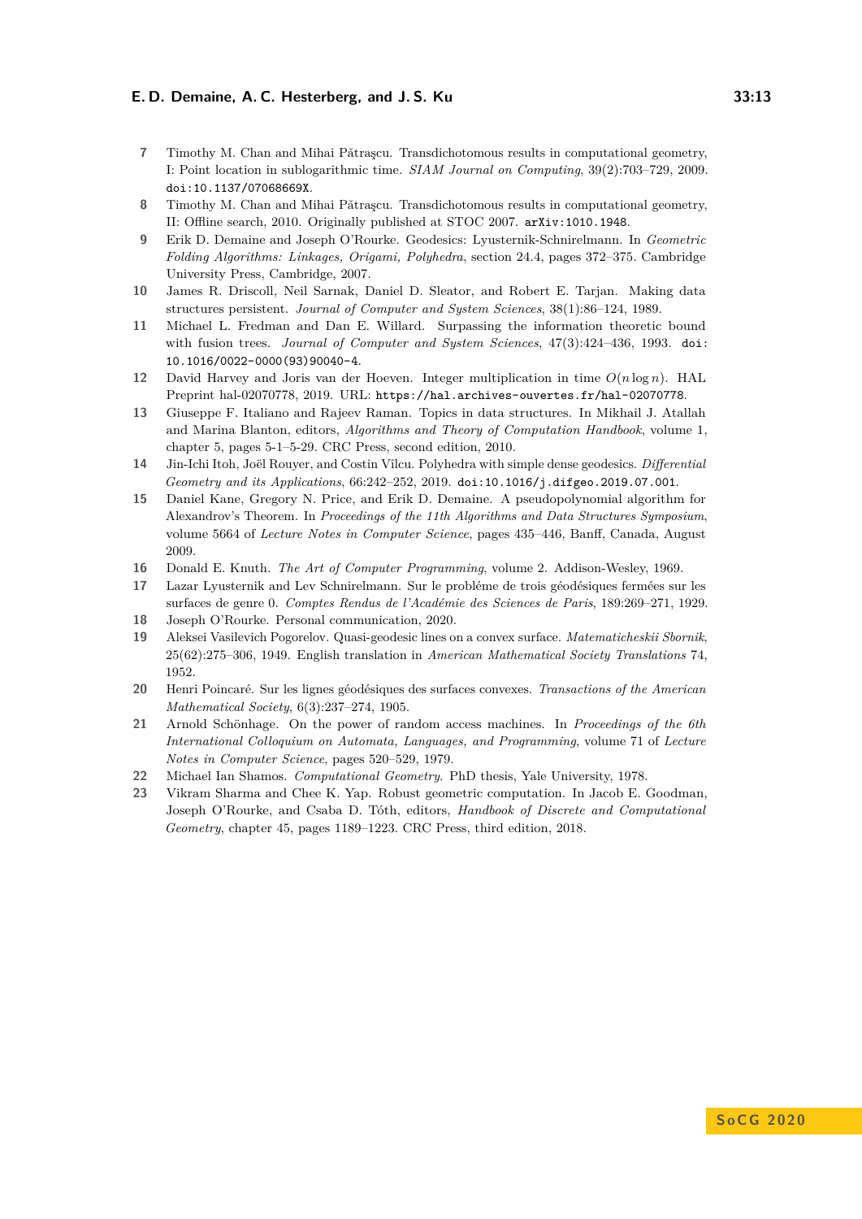7. Timothy M. Chan and Mihai Pătraşcu. Transdichotomous results in computational geometry, I: Point location in sublogarithmic time. *SIAM Journal on Computing*, 39(2):703–729, 2009. doi:10.1137/07068669X.
8. Timothy M. Chan and Mihai Pătraşcu. Transdichotomous results in computational geometry, II: Offline search, 2010. Originally published at STOC 2007. arXiv:1010.1948.
9. Erik D. Demaine and Joseph O'Rourke. Geodesics: Lyusternik-Schnirelmann. In *Geometric Folding Algorithms: Linkages, Origami, Polyhedra*, section 24.4, pages 372–375. Cambridge University Press, Cambridge, 2007.
10. James R. Driscoll, Neil Sarnak, Daniel D. Sleator, and Robert E. Tarjan. Making data structures persistent. *Journal of Computer and System Sciences*, 38(1):86–124, 1989.
11. Michael L. Fredman and Dan E. Willard. Surpassing the information theoretic bound with fusion trees. *Journal of Computer and System Sciences*, 47(3):424–436, 1993. doi:10.1016/0022-0000(93)90040-4.
12. David Harvey and Joris van der Hoeven. Integer multiplication in time $O(n \log n)$. HAL Preprint hal-02070778, 2019. URL: https://hal.archives-ouvertes.fr/hal-02070778.
13. Giuseppe F. Italiano and Rajeev Raman. Topics in data structures. In Mikhail J. Atallah and Marina Blanton, editors, *Algorithms and Theory of Computation Handbook*, volume 1, chapter 5, pages 5-1–5-29. CRC Press, second edition, 2010.
14. Jin-Ichi Itoh, Joël Rouyer, and Costin Vîlcu. Polyhedra with simple dense geodesics. *Differential Geometry and its Applications*, 66:242–252, 2019. doi:10.1016/j.difgeo.2019.07.001.
15. Daniel Kane, Gregory N. Price, and Erik D. Demaine. A pseudopolynomial algorithm for Alexandrov's Theorem. In *Proceedings of the 11th Algorithms and Data Structures Symposium*, volume 5664 of *Lecture Notes in Computer Science*, pages 435–446, Banff, Canada, August 2009.
16. Donald E. Knuth. *The Art of Computer Programming*, volume 2. Addison-Wesley, 1969.
17. Lazar Lyusternik and Lev Schnirelmann. Sur le probléme de trois géodésiques fermées sur les surfaces de genre 0. *Comptes Rendus de l'Académie des Sciences de Paris*, 189:269–271, 1929.
18. Joseph O'Rourke. Personal communication, 2020.
19. Aleksei Vasilevich Pogorelov. Quasi-geodesic lines on a convex surface. *Matematicheskii Sbornik*, 25(62):275–306, 1949. English translation in *American Mathematical Society Translations* 74, 1952.
20. Henri Poincaré. Sur les lignes géodésiques des surfaces convexes. *Transactions of the American Mathematical Society*, 6(3):237–274, 1905.
21. Arnold Schönhage. On the power of random access machines. In *Proceedings of the 6th International Colloquium on Automata, Languages, and Programming*, volume 71 of *Lecture Notes in Computer Science*, pages 520–529, 1979.
22. Michael Ian Shamos. *Computational Geometry*. PhD thesis, Yale University, 1978.
23. Vikram Sharma and Chee K. Yap. Robust geometric computation. In Jacob E. Goodman, Joseph O'Rourke, and Csaba D. Tóth, editors, *Handbook of Discrete and Computational Geometry*, chapter 45, pages 1189–1223. CRC Press, third edition, 2018.